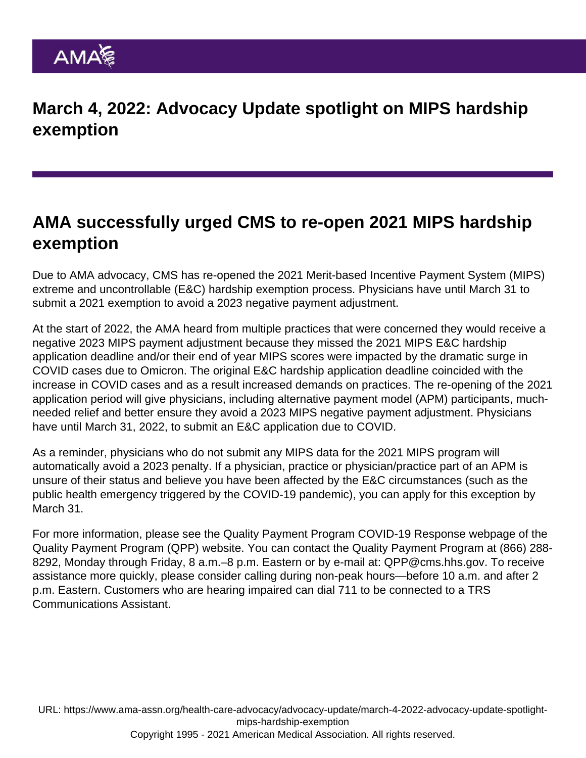# March 4, 2022: Advocacy Update spotlight on MIPS hardship exemption

## AMA successfully urged CMS to re-open 2021 MIPS hardship exemption

Due to AMA advocacy, CMS has re-opened the 2021 Merit-based Incentive Payment System (MIPS) extreme and uncontrollable (E&C) hardship exemption process. Physicians have until March 31 to submit a 2021 exemption to avoid a 2023 negative payment adjustment.

At the start of 2022, the AMA heard from multiple practices that were concerned they would receive a negative 2023 MIPS payment adjustment because they missed the 2021 MIPS E&C hardship application deadline and/or their end of year MIPS scores were impacted by the dramatic surge in COVID cases due to Omicron. The original E&C hardship application deadline coincided with the increase in COVID cases and as a result increased demands on practices. The re-opening of the 2021 application period will give physicians, including alternative payment model (APM) participants, much-needed relief and better ensure they avoid a 2023 MIPS negative payment adjustment. Physicians have until March 31, 2022, to submit an E&C application due to COVID.

As a reminder, physicians who do not submit any MIPS data for the 2021 MIPS program will automatically avoid a 2023 penalty. If a physician, practice or physician/practice part of an APM is unsure of their status and believe you have been affected by the E&C circumstances (such as the public health emergency triggered by the COVID-19 pandemic), you can apply for this exception by March 31.

For more information, please see the Quality Payment Program COVID-19 Response webpage of the Quality Payment Program (QPP) website. You can contact the Quality Payment Program at (866) 288-8292, Monday through Friday, 8 a.m.–8 p.m. Eastern or by e-mail at: QPP@cms.hhs.gov. To receive assistance more quickly, please consider calling during non-peak hours—before 10 a.m. and after 2 p.m. Eastern. Customers who are hearing impaired can dial 711 to be connected to a TRS Communications Assistant.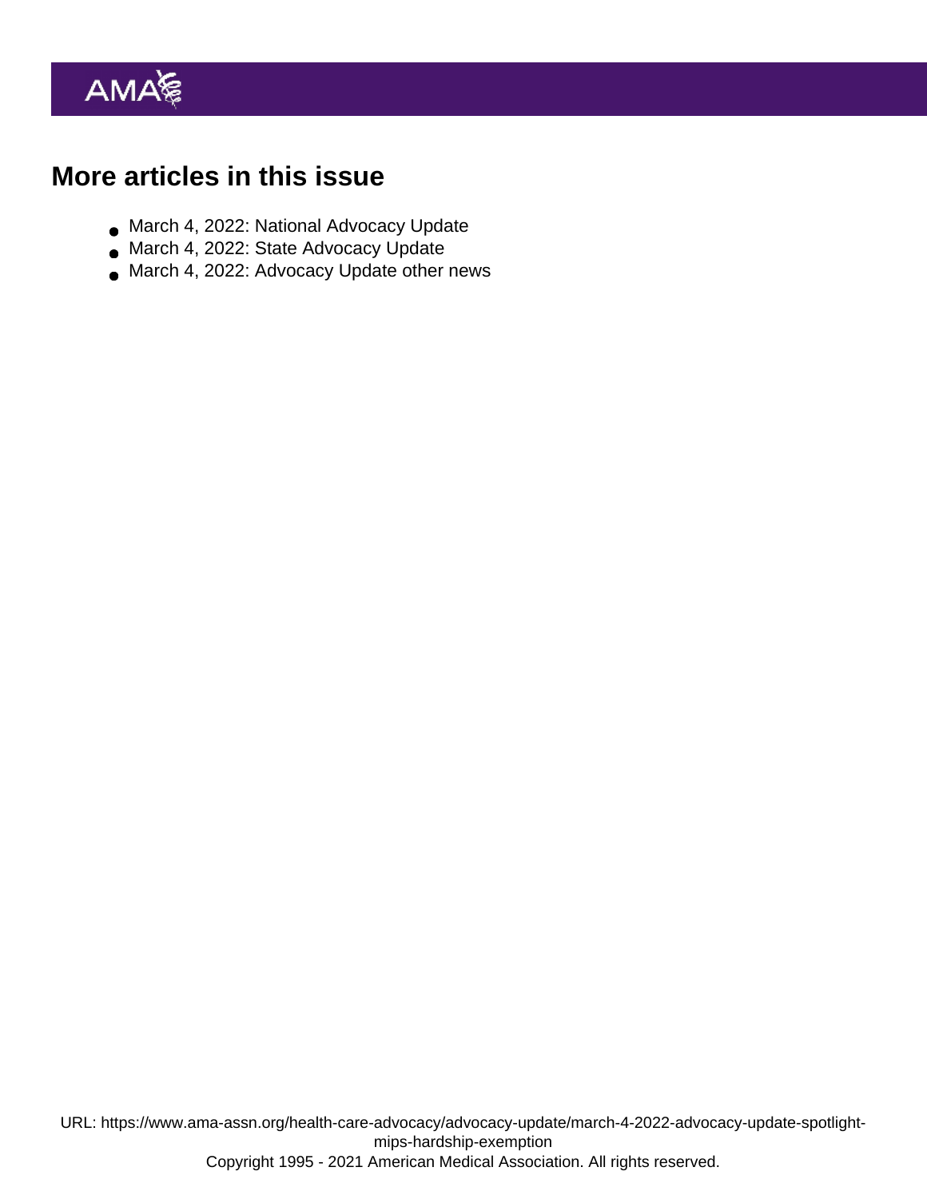## More articles in this issue

- March 4, 2022: National Advocacy Update
- March 4, 2022: State Advocacy Update
- March 4, 2022: Advocacy Update other news

URL: https://www.ama-assn.org/health-care-advocacy/advocacy-update/march-4-2022-advocacy-update-spotlight-mips-hardship-exemption
Copyright 1995 - 2021 American Medical Association. All rights reserved.